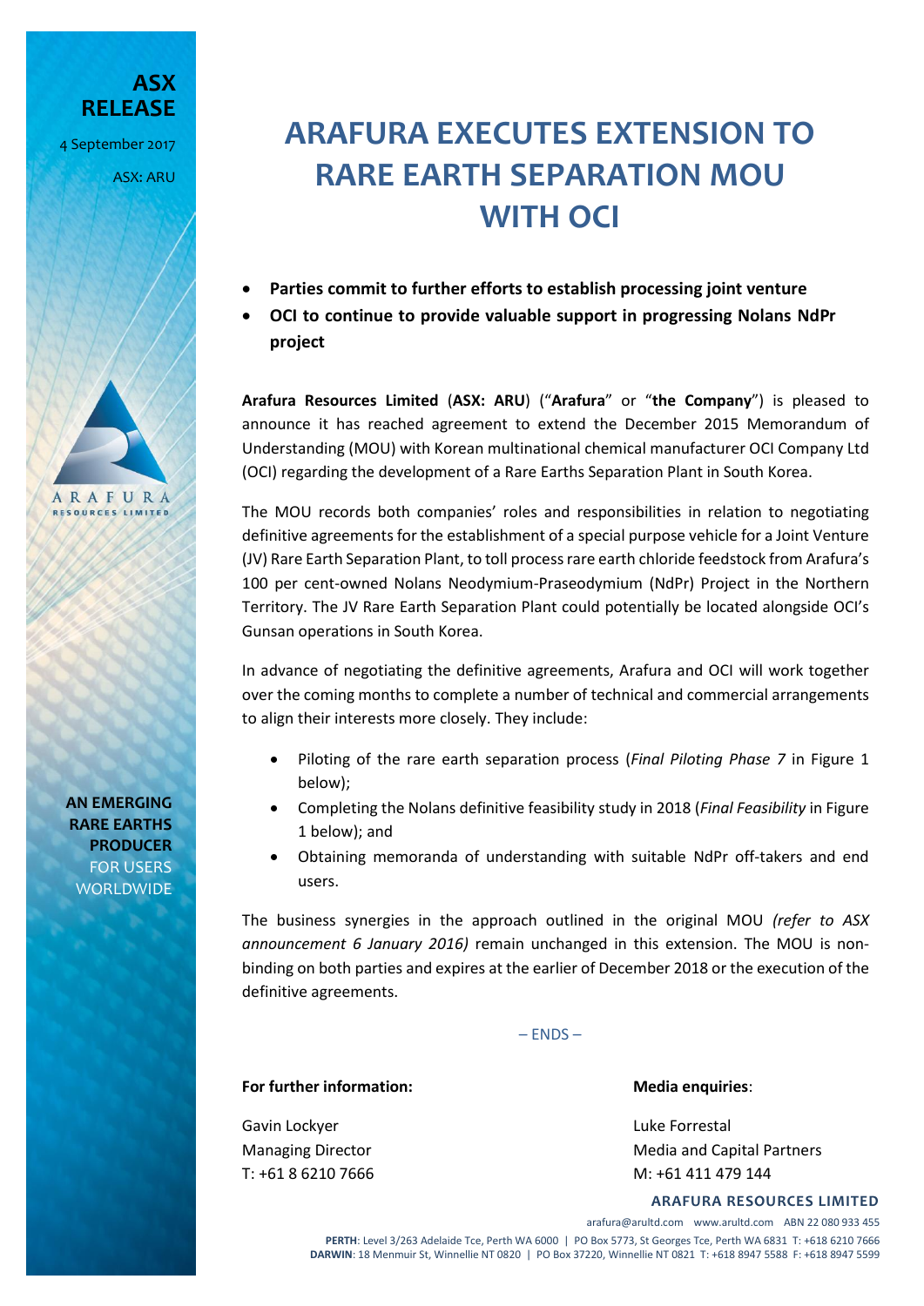**ASX RELEASE**

4 September 2017

ASX: ARU

# ARAFURA EXECUTES EXTENSION TO RARE EARTH SEPARATION MOU WITH OCI

- **Parties commit to further efforts to establish processing joint venture**
- **OCI to continue to provide valuable support in progressing Nolans NdPr project**

**Arafura Resources Limited** (**ASX: ARU**) ("**Arafura**" or "**the Company**") is pleased to announce it has reached agreement to extend the December 2015 Memorandum of Understanding (MOU) with Korean multinational chemical manufacturer OCI Company Ltd (OCI) regarding the development of a Rare Earths Separation Plant in South Korea.

The MOU records both companies' roles and responsibilities in relation to negotiating definitive agreements for the establishment of a special purpose vehicle for a Joint Venture (JV) Rare Earth Separation Plant, to toll process rare earth chloride feedstock from Arafura's 100 per cent-owned Nolans Neodymium-Praseodymium (NdPr) Project in the Northern Territory. The JV Rare Earth Separation Plant could potentially be located alongside OCI's Gunsan operations in South Korea.

In advance of negotiating the definitive agreements, Arafura and OCI will work together over the coming months to complete a number of technical and commercial arrangements to align their interests more closely. They include:

- Piloting of the rare earth separation process (*Final Piloting Phase 7* in Figure 1 below);
- Completing the Nolans definitive feasibility study in 2018 (*Final Feasibility* in Figure 1 below); and
- Obtaining memoranda of understanding with suitable NdPr off-takers and end users.

The business synergies in the approach outlined in the original MOU *(refer to ASX announcement 6 January 2016)* remain unchanged in this extension. The MOU is non-binding on both parties and expires at the earlier of December 2018 or the execution of the definitive agreements.

– ENDS –

**For further information:**

Gavin Lockyer
Managing Director
T: +61 8 6210 7666

**Media enquiries**:

Luke Forrestal
Media and Capital Partners
M: +61 411 479 144

**AN EMERGING RARE EARTHS PRODUCER** FOR USERS WORLDWIDE

**ARAFURA RESOURCES LIMITED**

arafura@arultd.com www.arultd.com ABN 22 080 933 455

**PERTH**: Level 3/263 Adelaide Tce, Perth WA 6000 | PO Box 5773, St Georges Tce, Perth WA 6831 T: +618 6210 7666
**DARWIN**: 18 Menmuir St, Winnellie NT 0820 | PO Box 37220, Winnellie NT 0821 T: +618 8947 5588 F: +618 8947 5599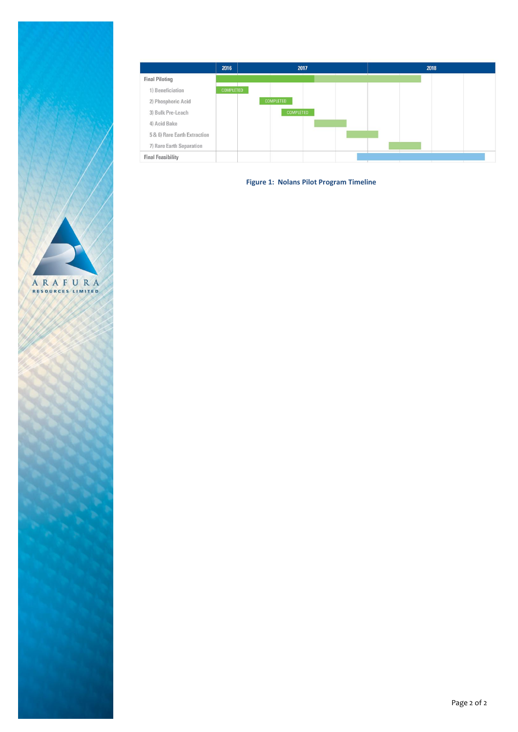2016

2017

2018

Final Piloting

1) Beneficiation

COMPLETED

2) Phosphoric Acid

COMPLETED

3) Bulk Pre-Leach

COMPLETED

4) Acid Bake

5 & 6) Rare Earth Extraction

7) Rare Earth Separation

Final Feasibility

**Figure 1: Nolans Pilot Program Timeline**